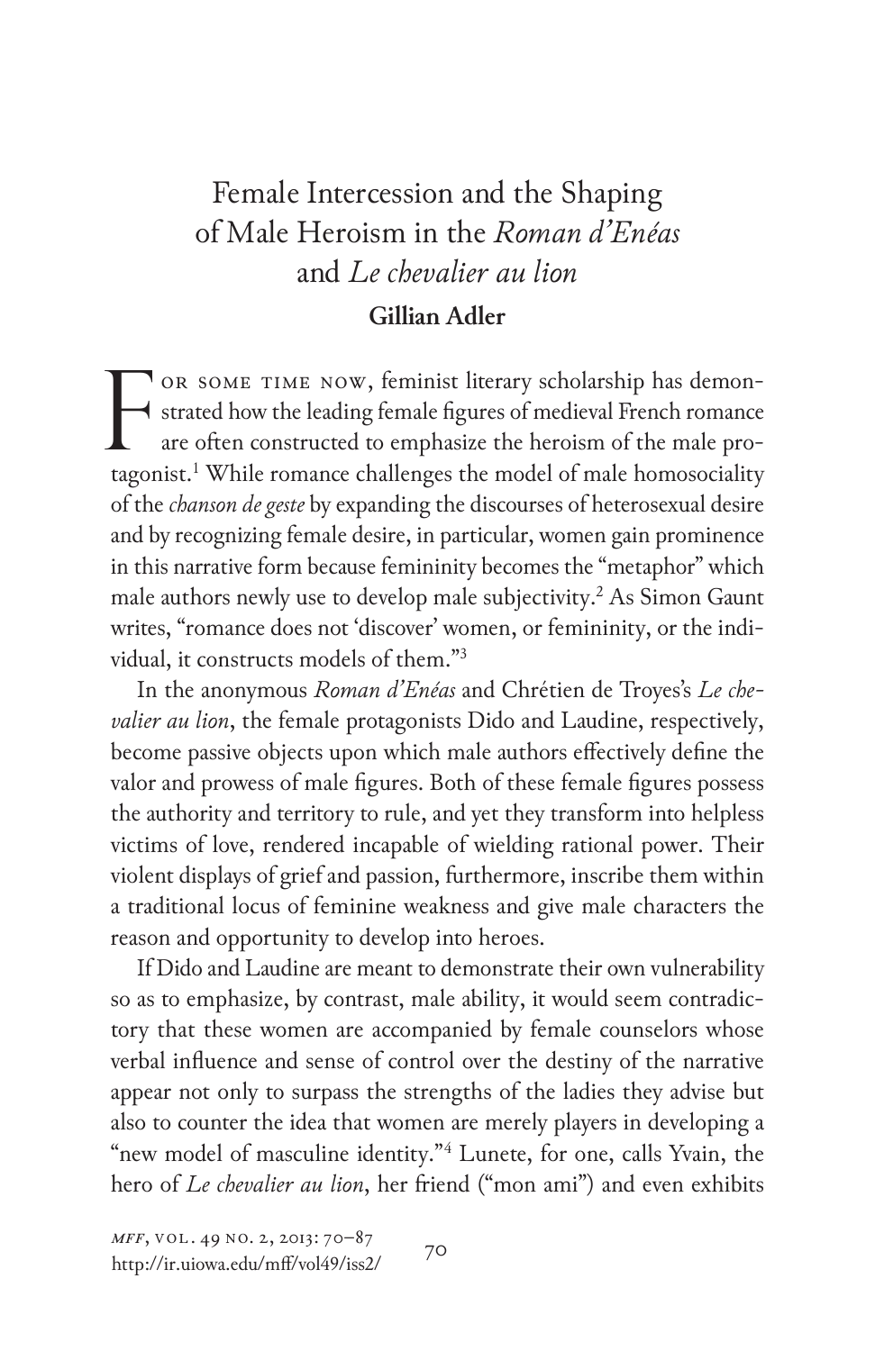# Female Intercession and the Shaping of Male Heroism in the *Roman d'Enéas* and *Le chevalier au lion*

**Gillian Adler**

For some time now, feminist literary scholarship has demonstrated how the leading female figures of medieval French romance are often constructed to emphasize the heroism of the male protagonist.[1] While romance challenges the model of male homosociality of the *chanson de geste* by expanding the discourses of heterosexual desire and by recognizing female desire, in particular, women gain prominence in this narrative form because femininity becomes the "metaphor" which male authors newly use to develop male subjectivity.[2] As Simon Gaunt writes, "romance does not 'discover' women, or femininity, or the individual, it constructs models of them."[3]

In the anonymous *Roman d'Enéas* and Chrétien de Troyes's *Le chevalier au lion*, the female protagonists Dido and Laudine, respectively, become passive objects upon which male authors effectively define the valor and prowess of male figures. Both of these female figures possess the authority and territory to rule, and yet they transform into helpless victims of love, rendered incapable of wielding rational power. Their violent displays of grief and passion, furthermore, inscribe them within a traditional locus of feminine weakness and give male characters the reason and opportunity to develop into heroes.

If Dido and Laudine are meant to demonstrate their own vulnerability so as to emphasize, by contrast, male ability, it would seem contradictory that these women are accompanied by female counselors whose verbal influence and sense of control over the destiny of the narrative appear not only to surpass the strengths of the ladies they advise but also to counter the idea that women are merely players in developing a "new model of masculine identity."[4] Lunete, for one, calls Yvain, the hero of *Le chevalier au lion*, her friend ("mon ami") and even exhibits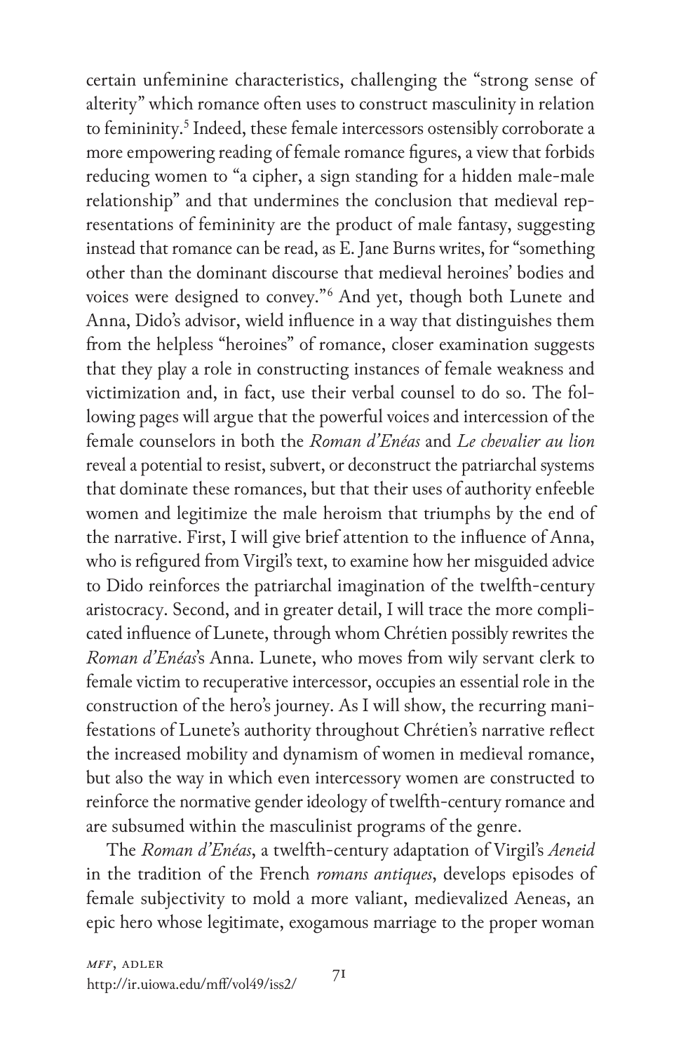certain unfeminine characteristics, challenging the "strong sense of alterity" which romance often uses to construct masculinity in relation to femininity.[5] Indeed, these female intercessors ostensibly corroborate a more empowering reading of female romance figures, a view that forbids reducing women to "a cipher, a sign standing for a hidden male-male relationship" and that undermines the conclusion that medieval representations of femininity are the product of male fantasy, suggesting instead that romance can be read, as E. Jane Burns writes, for "something other than the dominant discourse that medieval heroines' bodies and voices were designed to convey."[6] And yet, though both Lunete and Anna, Dido's advisor, wield influence in a way that distinguishes them from the helpless "heroines" of romance, closer examination suggests that they play a role in constructing instances of female weakness and victimization and, in fact, use their verbal counsel to do so. The following pages will argue that the powerful voices and intercession of the female counselors in both the *Roman d'Enéas* and *Le chevalier au lion* reveal a potential to resist, subvert, or deconstruct the patriarchal systems that dominate these romances, but that their uses of authority enfeeble women and legitimize the male heroism that triumphs by the end of the narrative. First, I will give brief attention to the influence of Anna, who is refigured from Virgil's text, to examine how her misguided advice to Dido reinforces the patriarchal imagination of the twelfth-century aristocracy. Second, and in greater detail, I will trace the more complicated influence of Lunete, through whom Chrétien possibly rewrites the *Roman d'Enéas*'s Anna. Lunete, who moves from wily servant clerk to female victim to recuperative intercessor, occupies an essential role in the construction of the hero's journey. As I will show, the recurring manifestations of Lunete's authority throughout Chrétien's narrative reflect the increased mobility and dynamism of women in medieval romance, but also the way in which even intercessory women are constructed to reinforce the normative gender ideology of twelfth-century romance and are subsumed within the masculinist programs of the genre.

The *Roman d'Enéas*, a twelfth-century adaptation of Virgil's *Aeneid* in the tradition of the French *romans antiques*, develops episodes of female subjectivity to mold a more valiant, medievalized Aeneas, an epic hero whose legitimate, exogamous marriage to the proper woman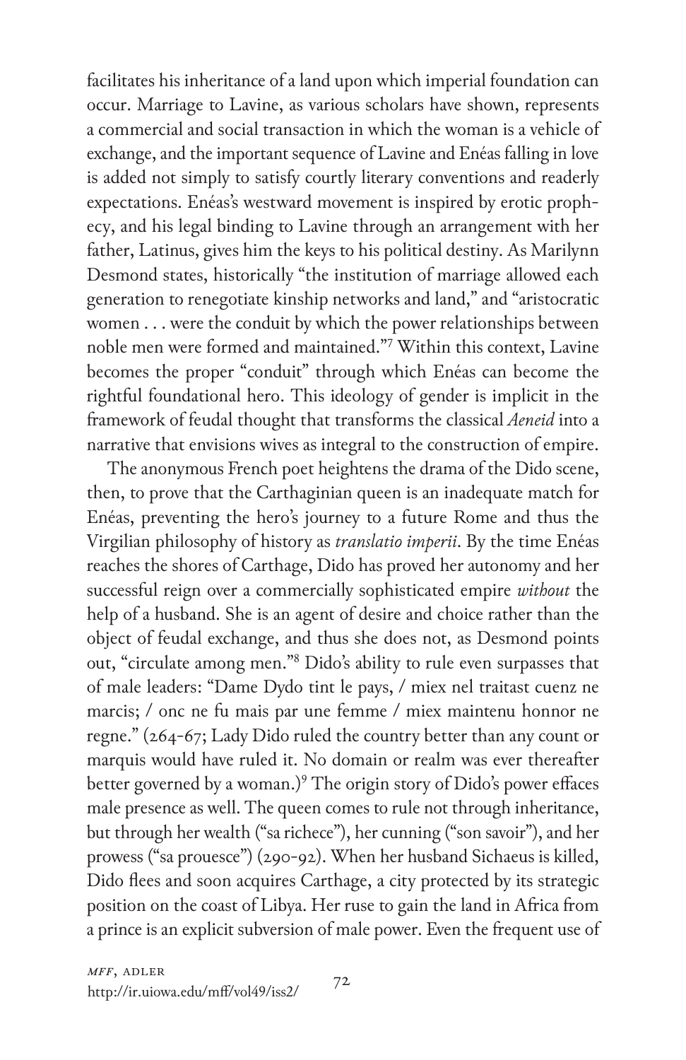facilitates his inheritance of a land upon which imperial foundation can occur. Marriage to Lavine, as various scholars have shown, represents a commercial and social transaction in which the woman is a vehicle of exchange, and the important sequence of Lavine and Enéas falling in love is added not simply to satisfy courtly literary conventions and readerly expectations. Enéas's westward movement is inspired by erotic prophecy, and his legal binding to Lavine through an arrangement with her father, Latinus, gives him the keys to his political destiny. As Marilynn Desmond states, historically "the institution of marriage allowed each generation to renegotiate kinship networks and land," and "aristocratic women . . . were the conduit by which the power relationships between noble men were formed and maintained."[7] Within this context, Lavine becomes the proper "conduit" through which Enéas can become the rightful foundational hero. This ideology of gender is implicit in the framework of feudal thought that transforms the classical *Aeneid* into a narrative that envisions wives as integral to the construction of empire.

The anonymous French poet heightens the drama of the Dido scene, then, to prove that the Carthaginian queen is an inadequate match for Enéas, preventing the hero's journey to a future Rome and thus the Virgilian philosophy of history as *translatio imperii*. By the time Enéas reaches the shores of Carthage, Dido has proved her autonomy and her successful reign over a commercially sophisticated empire *without* the help of a husband. She is an agent of desire and choice rather than the object of feudal exchange, and thus she does not, as Desmond points out, "circulate among men."[8] Dido's ability to rule even surpasses that of male leaders: "Dame Dydo tint le pays, / miex nel traitast cuenz ne marcis; / onc ne fu mais par une femme / miex maintenu honnor ne regne." (264-67; Lady Dido ruled the country better than any count or marquis would have ruled it. No domain or realm was ever thereafter better governed by a woman.)[9] The origin story of Dido's power effaces male presence as well. The queen comes to rule not through inheritance, but through her wealth ("sa richece"), her cunning ("son savoir"), and her prowess ("sa prouesce") (290-92). When her husband Sichaeus is killed, Dido flees and soon acquires Carthage, a city protected by its strategic position on the coast of Libya. Her ruse to gain the land in Africa from a prince is an explicit subversion of male power. Even the frequent use of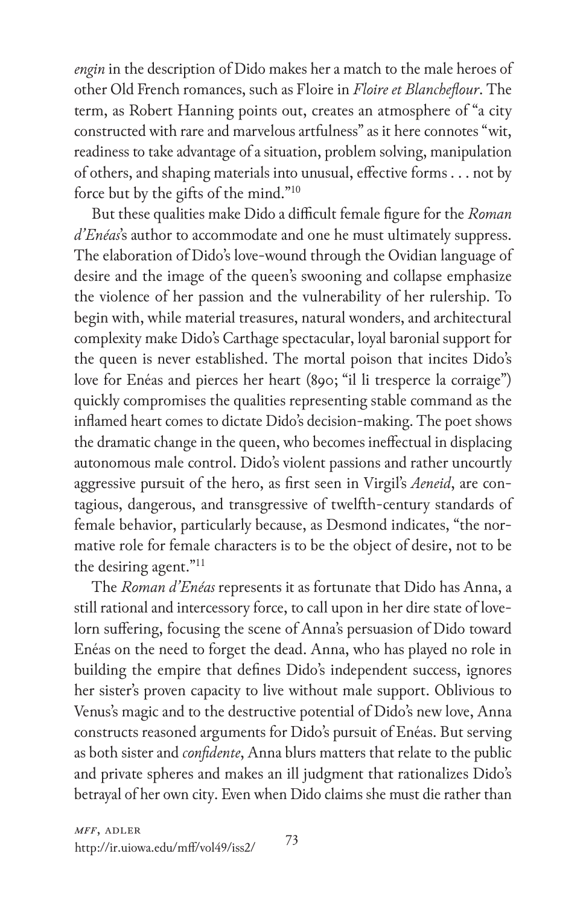*engin* in the description of Dido makes her a match to the male heroes of other Old French romances, such as Floire in *Floire et Blancheflour*. The term, as Robert Hanning points out, creates an atmosphere of "a city constructed with rare and marvelous artfulness" as it here connotes "wit, readiness to take advantage of a situation, problem solving, manipulation of others, and shaping materials into unusual, effective forms . . . not by force but by the gifts of the mind."[10]

But these qualities make Dido a difficult female figure for the *Roman d'Enéas*'s author to accommodate and one he must ultimately suppress. The elaboration of Dido's love-wound through the Ovidian language of desire and the image of the queen's swooning and collapse emphasize the violence of her passion and the vulnerability of her rulership. To begin with, while material treasures, natural wonders, and architectural complexity make Dido's Carthage spectacular, loyal baronial support for the queen is never established. The mortal poison that incites Dido's love for Enéas and pierces her heart (890; "il li tresperce la corraige") quickly compromises the qualities representing stable command as the inflamed heart comes to dictate Dido's decision-making. The poet shows the dramatic change in the queen, who becomes ineffectual in displacing autonomous male control. Dido's violent passions and rather uncourtly aggressive pursuit of the hero, as first seen in Virgil's *Aeneid*, are contagious, dangerous, and transgressive of twelfth-century standards of female behavior, particularly because, as Desmond indicates, "the normative role for female characters is to be the object of desire, not to be the desiring agent."[11]

The *Roman d'Enéas* represents it as fortunate that Dido has Anna, a still rational and intercessory force, to call upon in her dire state of lovelorn suffering, focusing the scene of Anna's persuasion of Dido toward Enéas on the need to forget the dead. Anna, who has played no role in building the empire that defines Dido's independent success, ignores her sister's proven capacity to live without male support. Oblivious to Venus's magic and to the destructive potential of Dido's new love, Anna constructs reasoned arguments for Dido's pursuit of Enéas. But serving as both sister and *confidente*, Anna blurs matters that relate to the public and private spheres and makes an ill judgment that rationalizes Dido's betrayal of her own city. Even when Dido claims she must die rather than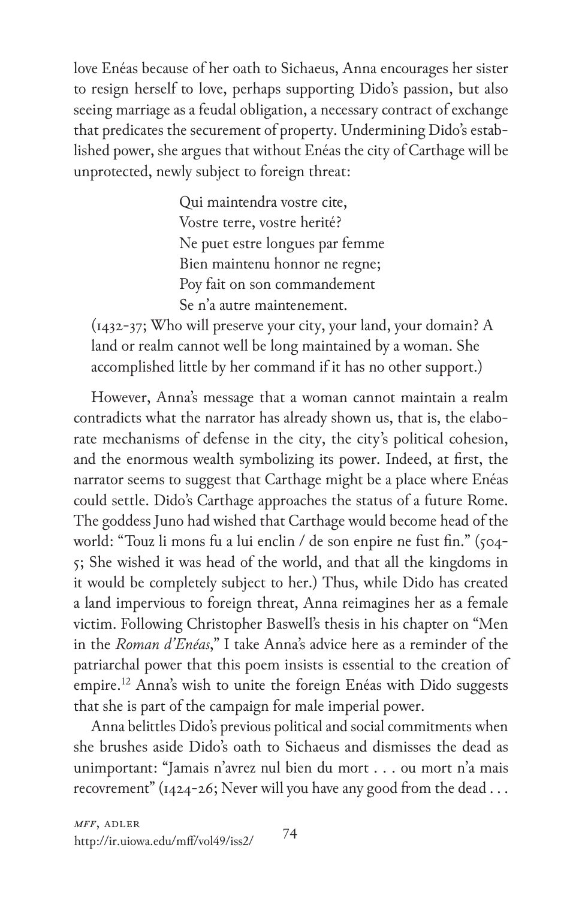love Enéas because of her oath to Sichaeus, Anna encourages her sister to resign herself to love, perhaps supporting Dido's passion, but also seeing marriage as a feudal obligation, a necessary contract of exchange that predicates the securement of property. Undermining Dido's established power, she argues that without Enéas the city of Carthage will be unprotected, newly subject to foreign threat:

> Qui maintendra vostre cite,
> Vostre terre, vostre herité?
> Ne puet estre longues par femme
> Bien maintenu honnor ne regne;
> Poy fait on son commandement
> Se n'a autre maintenement.

(1432-37; Who will preserve your city, your land, your domain? A land or realm cannot well be long maintained by a woman. She accomplished little by her command if it has no other support.)

However, Anna's message that a woman cannot maintain a realm contradicts what the narrator has already shown us, that is, the elaborate mechanisms of defense in the city, the city's political cohesion, and the enormous wealth symbolizing its power. Indeed, at first, the narrator seems to suggest that Carthage might be a place where Enéas could settle. Dido's Carthage approaches the status of a future Rome. The goddess Juno had wished that Carthage would become head of the world: "Touz li mons fu a lui enclin / de son enpire ne fust fin." (504-5; She wished it was head of the world, and that all the kingdoms in it would be completely subject to her.) Thus, while Dido has created a land impervious to foreign threat, Anna reimagines her as a female victim. Following Christopher Baswell's thesis in his chapter on "Men in the *Roman d'Enéas*," I take Anna's advice here as a reminder of the patriarchal power that this poem insists is essential to the creation of empire.[12] Anna's wish to unite the foreign Enéas with Dido suggests that she is part of the campaign for male imperial power.

Anna belittles Dido's previous political and social commitments when she brushes aside Dido's oath to Sichaeus and dismisses the dead as unimportant: "Jamais n'avrez nul bien du mort . . . ou mort n'a mais recovrement" (1424-26; Never will you have any good from the dead . . .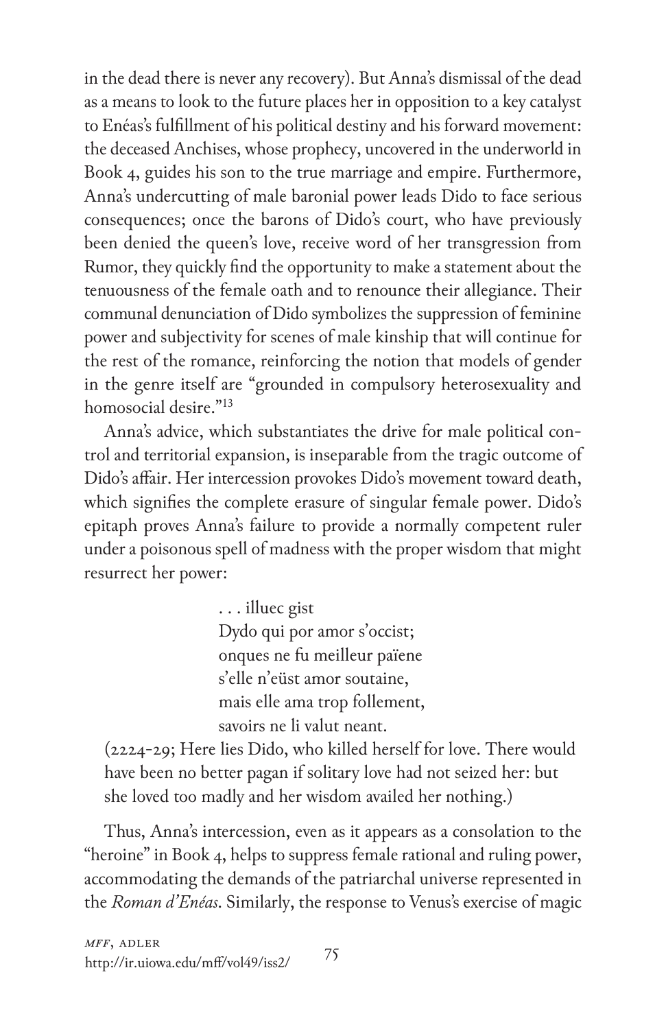in the dead there is never any recovery). But Anna's dismissal of the dead as a means to look to the future places her in opposition to a key catalyst to Enéas's fulfillment of his political destiny and his forward movement: the deceased Anchises, whose prophecy, uncovered in the underworld in Book 4, guides his son to the true marriage and empire. Furthermore, Anna's undercutting of male baronial power leads Dido to face serious consequences; once the barons of Dido's court, who have previously been denied the queen's love, receive word of her transgression from Rumor, they quickly find the opportunity to make a statement about the tenuousness of the female oath and to renounce their allegiance. Their communal denunciation of Dido symbolizes the suppression of feminine power and subjectivity for scenes of male kinship that will continue for the rest of the romance, reinforcing the notion that models of gender in the genre itself are "grounded in compulsory heterosexuality and homosocial desire."[13]

Anna's advice, which substantiates the drive for male political control and territorial expansion, is inseparable from the tragic outcome of Dido's affair. Her intercession provokes Dido's movement toward death, which signifies the complete erasure of singular female power. Dido's epitaph proves Anna's failure to provide a normally competent ruler under a poisonous spell of madness with the proper wisdom that might resurrect her power:

> . . . illuec gist
> Dydo qui por amor s'occist;
> onques ne fu meilleur païene
> s'elle n'eüst amor soutaine,
> mais elle ama trop follement,
> savoirs ne li valut neant.
>
> (2224-29; Here lies Dido, who killed herself for love. There would have been no better pagan if solitary love had not seized her: but she loved too madly and her wisdom availed her nothing.)

Thus, Anna's intercession, even as it appears as a consolation to the "heroine" in Book 4, helps to suppress female rational and ruling power, accommodating the demands of the patriarchal universe represented in the *Roman d'Enéas*. Similarly, the response to Venus's exercise of magic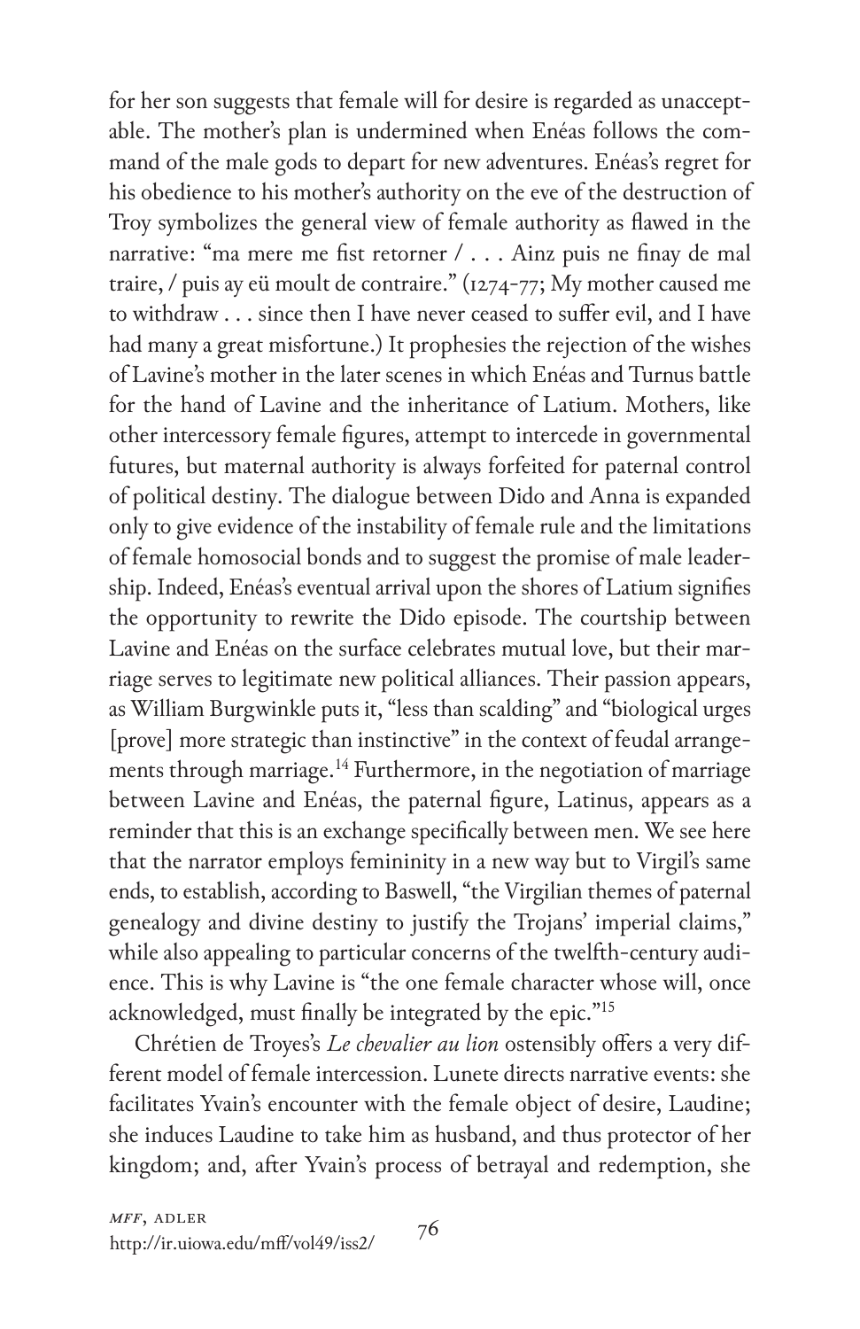for her son suggests that female will for desire is regarded as unacceptable. The mother's plan is undermined when Enéas follows the command of the male gods to depart for new adventures. Enéas's regret for his obedience to his mother's authority on the eve of the destruction of Troy symbolizes the general view of female authority as flawed in the narrative: "ma mere me fist retorner / . . . Ainz puis ne finay de mal traire, / puis ay eü moult de contraire." (1274-77; My mother caused me to withdraw . . . since then I have never ceased to suffer evil, and I have had many a great misfortune.) It prophesies the rejection of the wishes of Lavine's mother in the later scenes in which Enéas and Turnus battle for the hand of Lavine and the inheritance of Latium. Mothers, like other intercessory female figures, attempt to intercede in governmental futures, but maternal authority is always forfeited for paternal control of political destiny. The dialogue between Dido and Anna is expanded only to give evidence of the instability of female rule and the limitations of female homosocial bonds and to suggest the promise of male leadership. Indeed, Enéas's eventual arrival upon the shores of Latium signifies the opportunity to rewrite the Dido episode. The courtship between Lavine and Enéas on the surface celebrates mutual love, but their marriage serves to legitimate new political alliances. Their passion appears, as William Burgwinkle puts it, "less than scalding" and "biological urges [prove] more strategic than instinctive" in the context of feudal arrangements through marriage.[14] Furthermore, in the negotiation of marriage between Lavine and Enéas, the paternal figure, Latinus, appears as a reminder that this is an exchange specifically between men. We see here that the narrator employs femininity in a new way but to Virgil's same ends, to establish, according to Baswell, "the Virgilian themes of paternal genealogy and divine destiny to justify the Trojans' imperial claims," while also appealing to particular concerns of the twelfth-century audience. This is why Lavine is "the one female character whose will, once acknowledged, must finally be integrated by the epic."[15]

Chrétien de Troyes's *Le chevalier au lion* ostensibly offers a very different model of female intercession. Lunete directs narrative events: she facilitates Yvain's encounter with the female object of desire, Laudine; she induces Laudine to take him as husband, and thus protector of her kingdom; and, after Yvain's process of betrayal and redemption, she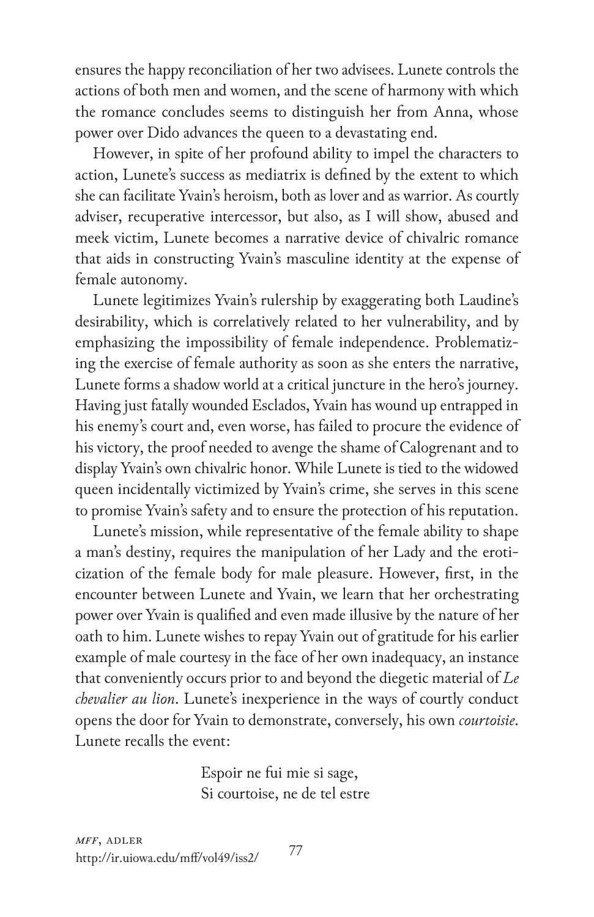ensures the happy reconciliation of her two advisees. Lunete controls the actions of both men and women, and the scene of harmony with which the romance concludes seems to distinguish her from Anna, whose power over Dido advances the queen to a devastating end.

However, in spite of her profound ability to impel the characters to action, Lunete's success as mediatrix is defined by the extent to which she can facilitate Yvain's heroism, both as lover and as warrior. As courtly adviser, recuperative intercessor, but also, as I will show, abused and meek victim, Lunete becomes a narrative device of chivalric romance that aids in constructing Yvain's masculine identity at the expense of female autonomy.

Lunete legitimizes Yvain's rulership by exaggerating both Laudine's desirability, which is correlatively related to her vulnerability, and by emphasizing the impossibility of female independence. Problematizing the exercise of female authority as soon as she enters the narrative, Lunete forms a shadow world at a critical juncture in the hero's journey. Having just fatally wounded Esclados, Yvain has wound up entrapped in his enemy's court and, even worse, has failed to procure the evidence of his victory, the proof needed to avenge the shame of Calogrenant and to display Yvain's own chivalric honor. While Lunete is tied to the widowed queen incidentally victimized by Yvain's crime, she serves in this scene to promise Yvain's safety and to ensure the protection of his reputation.

Lunete's mission, while representative of the female ability to shape a man's destiny, requires the manipulation of her Lady and the eroticization of the female body for male pleasure. However, first, in the encounter between Lunete and Yvain, we learn that her orchestrating power over Yvain is qualified and even made illusive by the nature of her oath to him. Lunete wishes to repay Yvain out of gratitude for his earlier example of male courtesy in the face of her own inadequacy, an instance that conveniently occurs prior to and beyond the diegetic material of *Le chevalier au lion*. Lunete's inexperience in the ways of courtly conduct opens the door for Yvain to demonstrate, conversely, his own *courtoisie*. Lunete recalls the event:

> Espoir ne fui mie si sage,
> Si courtoise, ne de tel estre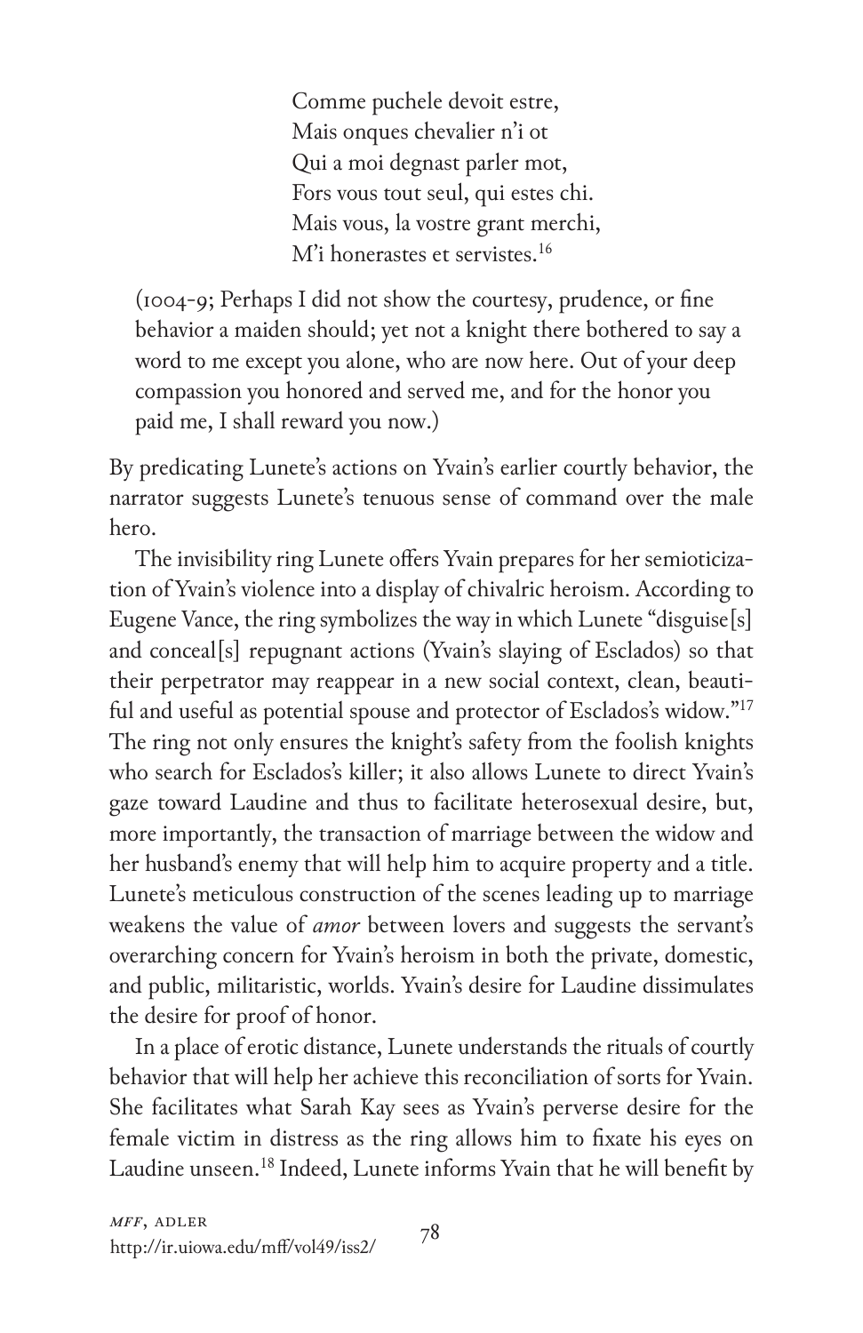Comme puchele devoit estre,  
Mais onques chevalier n'i ot  
Qui a moi degnast parler mot,  
Fors vous tout seul, qui estes chi.  
Mais vous, la vostre grant merchi,  
M'i honerastes et servistes.[16]

> (1004-9; Perhaps I did not show the courtesy, prudence, or fine behavior a maiden should; yet not a knight there bothered to say a word to me except you alone, who are now here. Out of your deep compassion you honored and served me, and for the honor you paid me, I shall reward you now.)

By predicating Lunete's actions on Yvain's earlier courtly behavior, the narrator suggests Lunete's tenuous sense of command over the male hero.

The invisibility ring Lunete offers Yvain prepares for her semioticization of Yvain's violence into a display of chivalric heroism. According to Eugene Vance, the ring symbolizes the way in which Lunete "disguise[s] and conceal[s] repugnant actions (Yvain's slaying of Esclados) so that their perpetrator may reappear in a new social context, clean, beautiful and useful as potential spouse and protector of Esclados's widow."[17] The ring not only ensures the knight's safety from the foolish knights who search for Esclados's killer; it also allows Lunete to direct Yvain's gaze toward Laudine and thus to facilitate heterosexual desire, but, more importantly, the transaction of marriage between the widow and her husband's enemy that will help him to acquire property and a title. Lunete's meticulous construction of the scenes leading up to marriage weakens the value of *amor* between lovers and suggests the servant's overarching concern for Yvain's heroism in both the private, domestic, and public, militaristic, worlds. Yvain's desire for Laudine dissimulates the desire for proof of honor.

In a place of erotic distance, Lunete understands the rituals of courtly behavior that will help her achieve this reconciliation of sorts for Yvain. She facilitates what Sarah Kay sees as Yvain's perverse desire for the female victim in distress as the ring allows him to fixate his eyes on Laudine unseen.[18] Indeed, Lunete informs Yvain that he will benefit by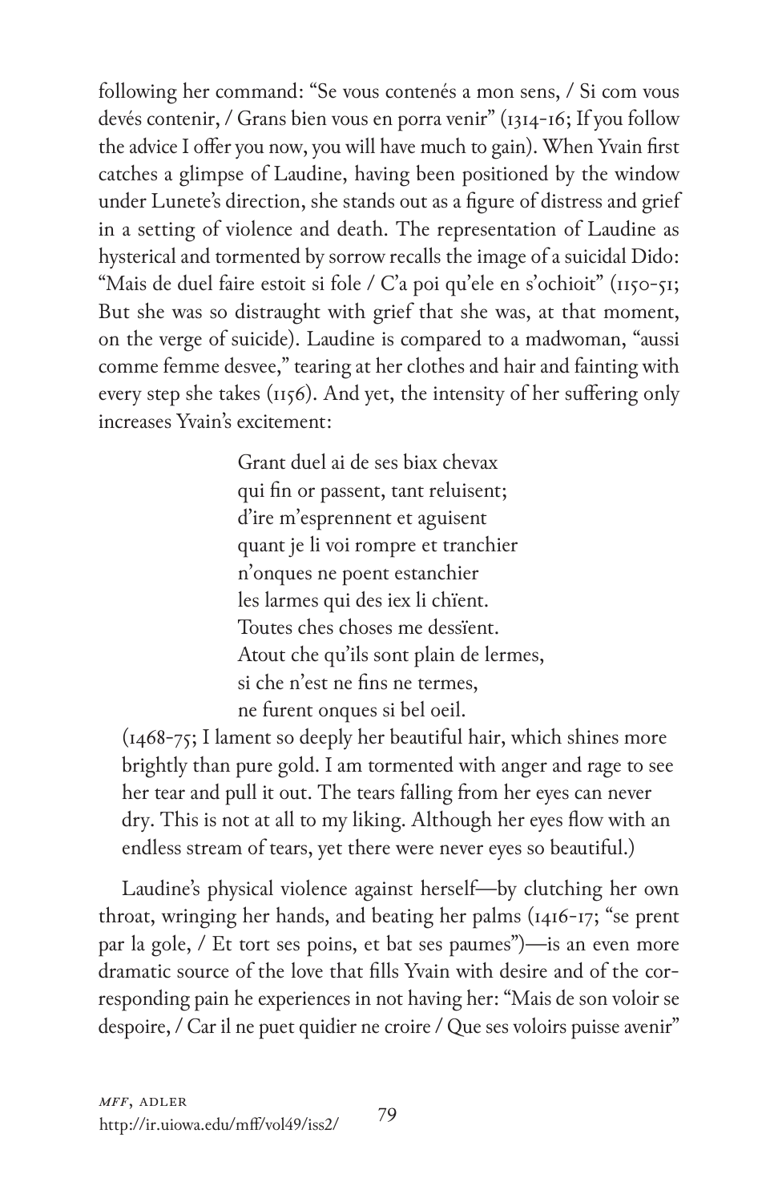following her command: "Se vous contenés a mon sens, / Si com vous devés contenir, / Grans bien vous en porra venir" (1314-16; If you follow the advice I offer you now, you will have much to gain). When Yvain first catches a glimpse of Laudine, having been positioned by the window under Lunete's direction, she stands out as a figure of distress and grief in a setting of violence and death. The representation of Laudine as hysterical and tormented by sorrow recalls the image of a suicidal Dido: "Mais de duel faire estoit si fole / C'a poi qu'ele en s'ochioit" (1150-51; But she was so distraught with grief that she was, at that moment, on the verge of suicide). Laudine is compared to a madwoman, "aussi comme femme desvee," tearing at her clothes and hair and fainting with every step she takes (1156). And yet, the intensity of her suffering only increases Yvain's excitement:

> Grant duel ai de ses biax chevax
> qui fin or passent, tant reluisent;
> d'ire m'esprennent et aguisent
> quant je li voi rompre et tranchier
> n'onques ne poent estanchier
> les larmes qui des iex li chïent.
> Toutes ches choses me dessïent.
> Atout che qu'ils sont plain de lermes,
> si che n'est ne fins ne termes,
> ne furent onques si bel oeil.
>
> (1468-75; I lament so deeply her beautiful hair, which shines more brightly than pure gold. I am tormented with anger and rage to see her tear and pull it out. The tears falling from her eyes can never dry. This is not at all to my liking. Although her eyes flow with an endless stream of tears, yet there were never eyes so beautiful.)

Laudine's physical violence against herself—by clutching her own throat, wringing her hands, and beating her palms (1416-17; "se prent par la gole, / Et tort ses poins, et bat ses paumes")—is an even more dramatic source of the love that fills Yvain with desire and of the corresponding pain he experiences in not having her: "Mais de son voloir se despoire, / Car il ne puet quidier ne croire / Que ses voloirs puisse avenir"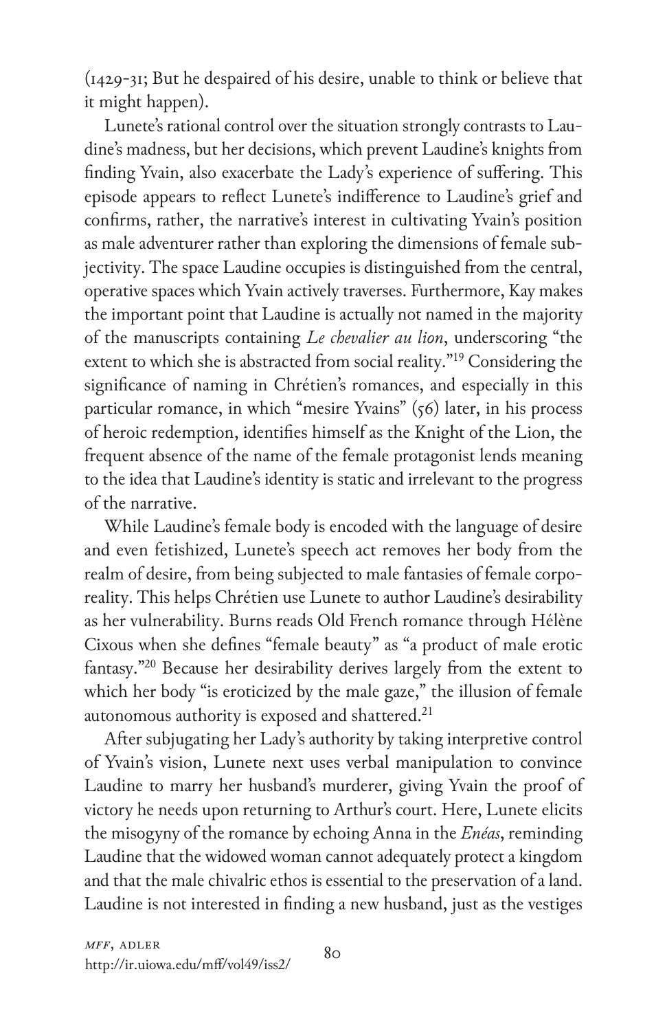(1429-31; But he despaired of his desire, unable to think or believe that it might happen).

Lunete's rational control over the situation strongly contrasts to Laudine's madness, but her decisions, which prevent Laudine's knights from finding Yvain, also exacerbate the Lady's experience of suffering. This episode appears to reflect Lunete's indifference to Laudine's grief and confirms, rather, the narrative's interest in cultivating Yvain's position as male adventurer rather than exploring the dimensions of female subjectivity. The space Laudine occupies is distinguished from the central, operative spaces which Yvain actively traverses. Furthermore, Kay makes the important point that Laudine is actually not named in the majority of the manuscripts containing *Le chevalier au lion*, underscoring "the extent to which she is abstracted from social reality."[19] Considering the significance of naming in Chrétien's romances, and especially in this particular romance, in which "mesire Yvains" (56) later, in his process of heroic redemption, identifies himself as the Knight of the Lion, the frequent absence of the name of the female protagonist lends meaning to the idea that Laudine's identity is static and irrelevant to the progress of the narrative.

While Laudine's female body is encoded with the language of desire and even fetishized, Lunete's speech act removes her body from the realm of desire, from being subjected to male fantasies of female corporeality. This helps Chrétien use Lunete to author Laudine's desirability as her vulnerability. Burns reads Old French romance through Hélène Cixous when she defines "female beauty" as "a product of male erotic fantasy."[20] Because her desirability derives largely from the extent to which her body "is eroticized by the male gaze," the illusion of female autonomous authority is exposed and shattered.[21]

After subjugating her Lady's authority by taking interpretive control of Yvain's vision, Lunete next uses verbal manipulation to convince Laudine to marry her husband's murderer, giving Yvain the proof of victory he needs upon returning to Arthur's court. Here, Lunete elicits the misogyny of the romance by echoing Anna in the *Enéas*, reminding Laudine that the widowed woman cannot adequately protect a kingdom and that the male chivalric ethos is essential to the preservation of a land. Laudine is not interested in finding a new husband, just as the vestiges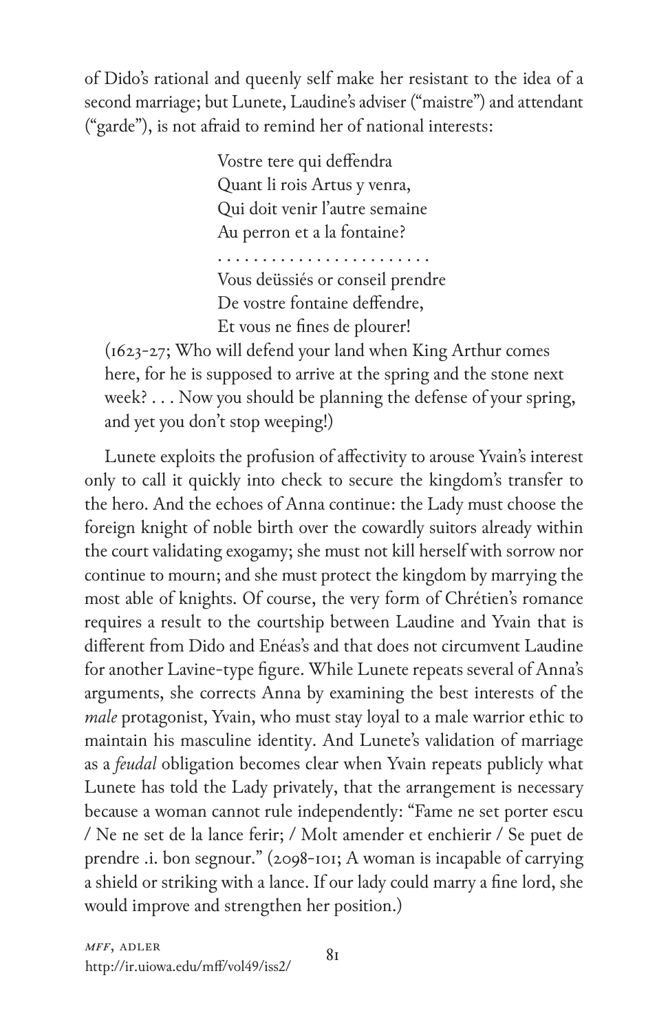of Dido's rational and queenly self make her resistant to the idea of a second marriage; but Lunete, Laudine's adviser ("maistre") and attendant ("garde"), is not afraid to remind her of national interests:

> Vostre tere qui deffendra
> Quant li rois Artus y venra,
> Qui doit venir l'autre semaine
> Au perron et a la fontaine?
> . . . . . . . . . . . . . . . . . . . . . . . .
> Vous deüssiés or conseil prendre
> De vostre fontaine deffendre,
> Et vous ne fines de plourer!
>
> (1623-27; Who will defend your land when King Arthur comes here, for he is supposed to arrive at the spring and the stone next week? . . . Now you should be planning the defense of your spring, and yet you don't stop weeping!)

Lunete exploits the profusion of affectivity to arouse Yvain's interest only to call it quickly into check to secure the kingdom's transfer to the hero. And the echoes of Anna continue: the Lady must choose the foreign knight of noble birth over the cowardly suitors already within the court validating exogamy; she must not kill herself with sorrow nor continue to mourn; and she must protect the kingdom by marrying the most able of knights. Of course, the very form of Chrétien's romance requires a result to the courtship between Laudine and Yvain that is different from Dido and Enéas's and that does not circumvent Laudine for another Lavine-type figure. While Lunete repeats several of Anna's arguments, she corrects Anna by examining the best interests of the *male* protagonist, Yvain, who must stay loyal to a male warrior ethic to maintain his masculine identity. And Lunete's validation of marriage as a *feudal* obligation becomes clear when Yvain repeats publicly what Lunete has told the Lady privately, that the arrangement is necessary because a woman cannot rule independently: "Fame ne set porter escu / Ne ne set de la lance ferir; / Molt amender et enchierir / Se puet de prendre .i. bon segnour." (2098-101; A woman is incapable of carrying a shield or striking with a lance. If our lady could marry a fine lord, she would improve and strengthen her position.)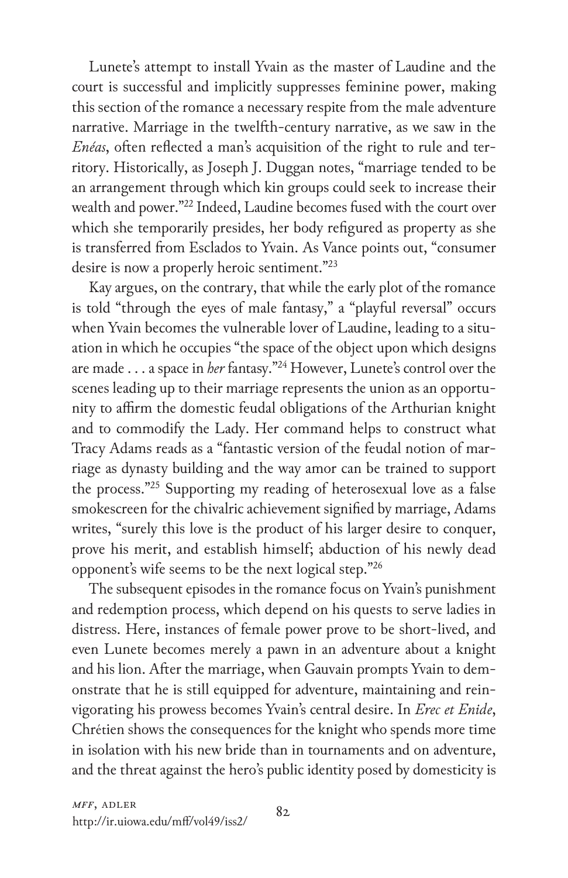Lunete's attempt to install Yvain as the master of Laudine and the court is successful and implicitly suppresses feminine power, making this section of the romance a necessary respite from the male adventure narrative. Marriage in the twelfth-century narrative, as we saw in the *Enéas*, often reflected a man's acquisition of the right to rule and territory. Historically, as Joseph J. Duggan notes, "marriage tended to be an arrangement through which kin groups could seek to increase their wealth and power."[22] Indeed, Laudine becomes fused with the court over which she temporarily presides, her body refigured as property as she is transferred from Esclados to Yvain. As Vance points out, "consumer desire is now a properly heroic sentiment."[23]

Kay argues, on the contrary, that while the early plot of the romance is told "through the eyes of male fantasy," a "playful reversal" occurs when Yvain becomes the vulnerable lover of Laudine, leading to a situation in which he occupies "the space of the object upon which designs are made . . . a space in *her* fantasy."[24] However, Lunete's control over the scenes leading up to their marriage represents the union as an opportunity to affirm the domestic feudal obligations of the Arthurian knight and to commodify the Lady. Her command helps to construct what Tracy Adams reads as a "fantastic version of the feudal notion of marriage as dynasty building and the way amor can be trained to support the process."[25] Supporting my reading of heterosexual love as a false smokescreen for the chivalric achievement signified by marriage, Adams writes, "surely this love is the product of his larger desire to conquer, prove his merit, and establish himself; abduction of his newly dead opponent's wife seems to be the next logical step."[26]

The subsequent episodes in the romance focus on Yvain's punishment and redemption process, which depend on his quests to serve ladies in distress. Here, instances of female power prove to be short-lived, and even Lunete becomes merely a pawn in an adventure about a knight and his lion. After the marriage, when Gauvain prompts Yvain to demonstrate that he is still equipped for adventure, maintaining and reinvigorating his prowess becomes Yvain's central desire. In *Erec et Enide*, Chrétien shows the consequences for the knight who spends more time in isolation with his new bride than in tournaments and on adventure, and the threat against the hero's public identity posed by domesticity is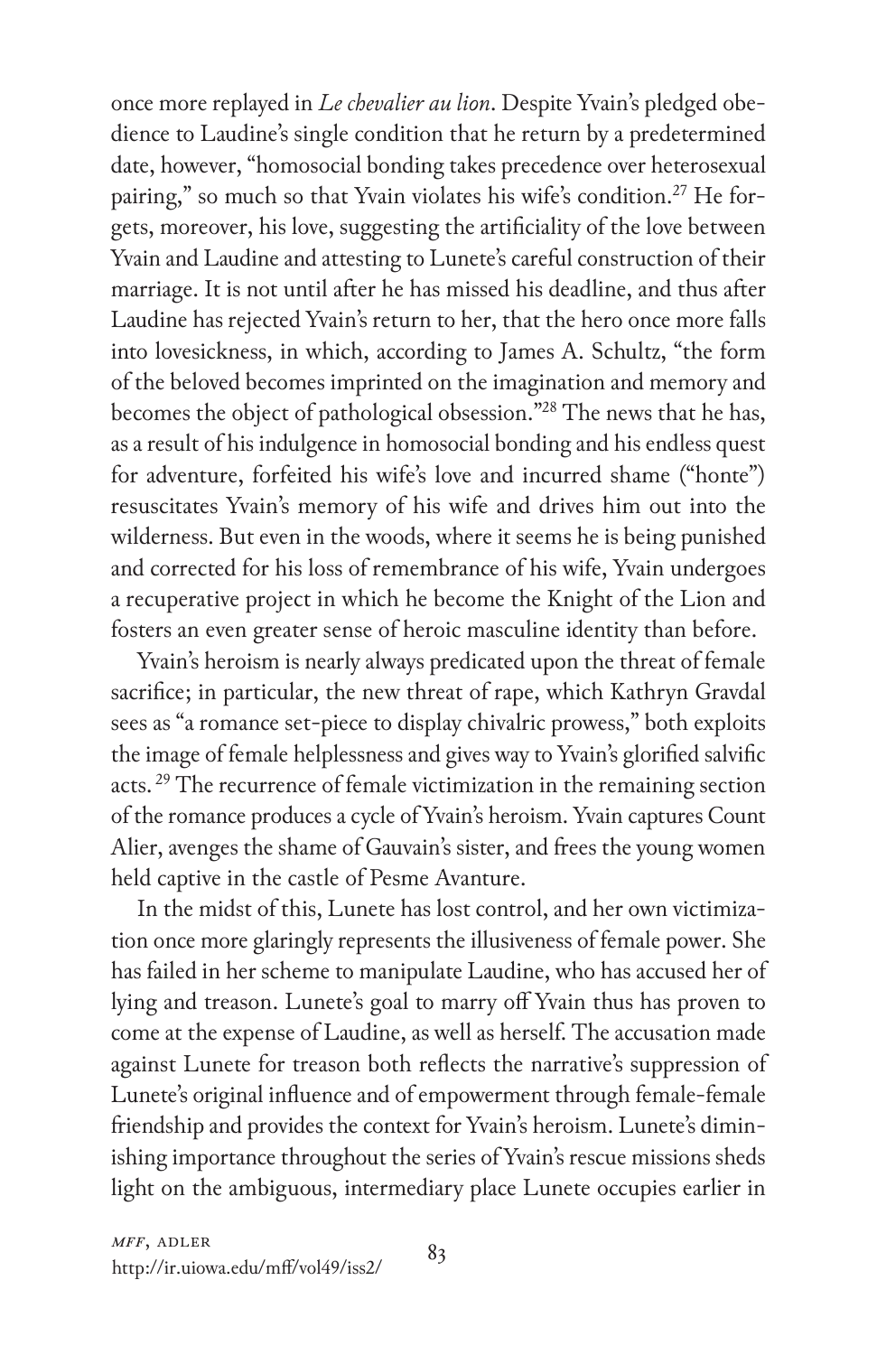once more replayed in *Le chevalier au lion*. Despite Yvain's pledged obedience to Laudine's single condition that he return by a predetermined date, however, "homosocial bonding takes precedence over heterosexual pairing," so much so that Yvain violates his wife's condition.[27] He forgets, moreover, his love, suggesting the artificiality of the love between Yvain and Laudine and attesting to Lunete's careful construction of their marriage. It is not until after he has missed his deadline, and thus after Laudine has rejected Yvain's return to her, that the hero once more falls into lovesickness, in which, according to James A. Schultz, "the form of the beloved becomes imprinted on the imagination and memory and becomes the object of pathological obsession."[28] The news that he has, as a result of his indulgence in homosocial bonding and his endless quest for adventure, forfeited his wife's love and incurred shame ("honte") resuscitates Yvain's memory of his wife and drives him out into the wilderness. But even in the woods, where it seems he is being punished and corrected for his loss of remembrance of his wife, Yvain undergoes a recuperative project in which he become the Knight of the Lion and fosters an even greater sense of heroic masculine identity than before.

Yvain's heroism is nearly always predicated upon the threat of female sacrifice; in particular, the new threat of rape, which Kathryn Gravdal sees as "a romance set-piece to display chivalric prowess," both exploits the image of female helplessness and gives way to Yvain's glorified salvific acts. [29] The recurrence of female victimization in the remaining section of the romance produces a cycle of Yvain's heroism. Yvain captures Count Alier, avenges the shame of Gauvain's sister, and frees the young women held captive in the castle of Pesme Avanture.

In the midst of this, Lunete has lost control, and her own victimization once more glaringly represents the illusiveness of female power. She has failed in her scheme to manipulate Laudine, who has accused her of lying and treason. Lunete's goal to marry off Yvain thus has proven to come at the expense of Laudine, as well as herself. The accusation made against Lunete for treason both reflects the narrative's suppression of Lunete's original influence and of empowerment through female-female friendship and provides the context for Yvain's heroism. Lunete's diminishing importance throughout the series of Yvain's rescue missions sheds light on the ambiguous, intermediary place Lunete occupies earlier in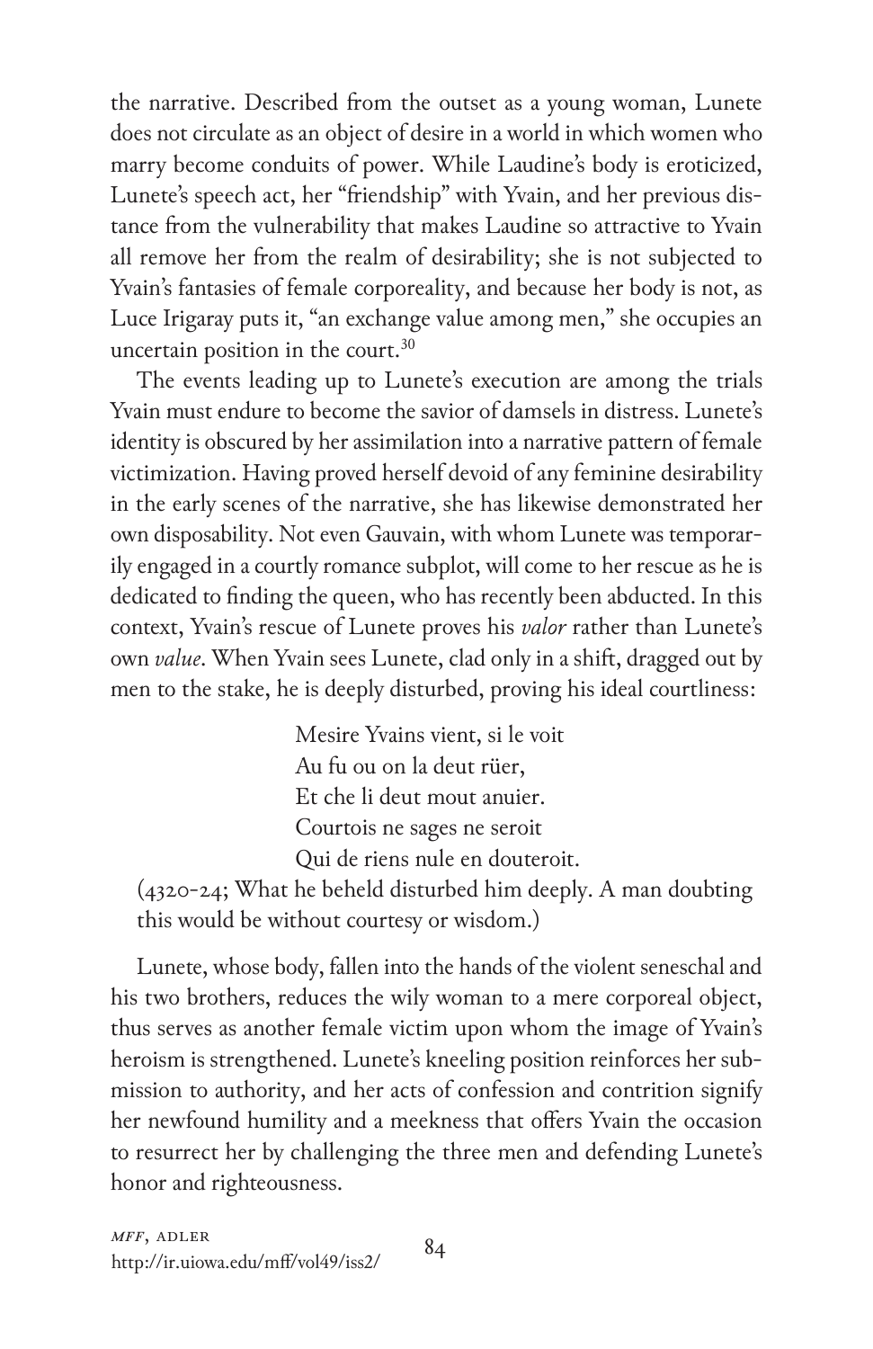the narrative. Described from the outset as a young woman, Lunete does not circulate as an object of desire in a world in which women who marry become conduits of power. While Laudine's body is eroticized, Lunete's speech act, her "friendship" with Yvain, and her previous distance from the vulnerability that makes Laudine so attractive to Yvain all remove her from the realm of desirability; she is not subjected to Yvain's fantasies of female corporeality, and because her body is not, as Luce Irigaray puts it, "an exchange value among men," she occupies an uncertain position in the court.[30]

The events leading up to Lunete's execution are among the trials Yvain must endure to become the savior of damsels in distress. Lunete's identity is obscured by her assimilation into a narrative pattern of female victimization. Having proved herself devoid of any feminine desirability in the early scenes of the narrative, she has likewise demonstrated her own disposability. Not even Gauvain, with whom Lunete was temporarily engaged in a courtly romance subplot, will come to her rescue as he is dedicated to finding the queen, who has recently been abducted. In this context, Yvain's rescue of Lunete proves his *valor* rather than Lunete's own *value*. When Yvain sees Lunete, clad only in a shift, dragged out by men to the stake, he is deeply disturbed, proving his ideal courtliness:

> Mesire Yvains vient, si le voit
> Au fu ou on la deut rüer,
> Et che li deut mout anuier.
> Courtois ne sages ne seroit
> Qui de riens nule en douteroit.
>
> (4320-24; What he beheld disturbed him deeply. A man doubting this would be without courtesy or wisdom.)

Lunete, whose body, fallen into the hands of the violent seneschal and his two brothers, reduces the wily woman to a mere corporeal object, thus serves as another female victim upon whom the image of Yvain's heroism is strengthened. Lunete's kneeling position reinforces her submission to authority, and her acts of confession and contrition signify her newfound humility and a meekness that offers Yvain the occasion to resurrect her by challenging the three men and defending Lunete's honor and righteousness.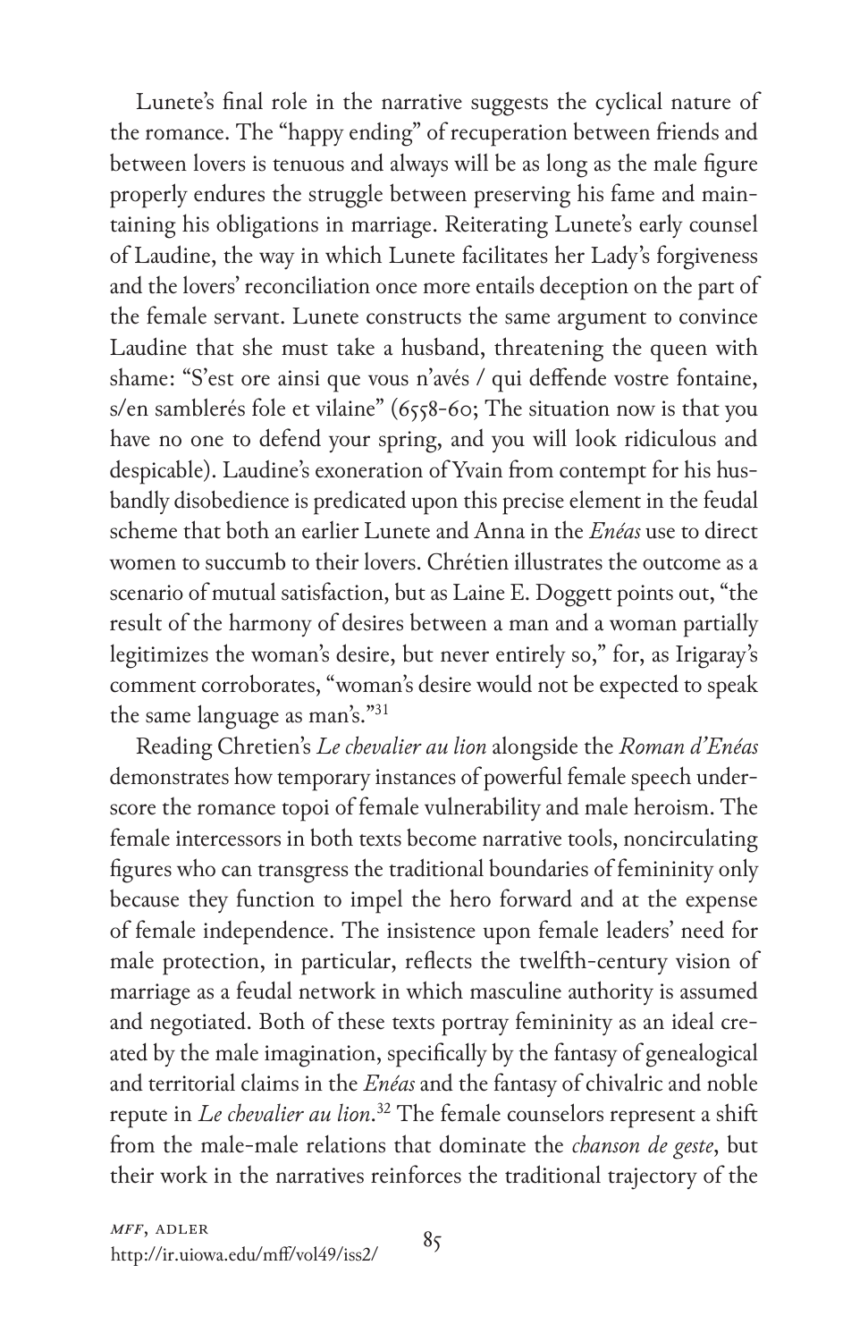Lunete's final role in the narrative suggests the cyclical nature of the romance. The "happy ending" of recuperation between friends and between lovers is tenuous and always will be as long as the male figure properly endures the struggle between preserving his fame and maintaining his obligations in marriage. Reiterating Lunete's early counsel of Laudine, the way in which Lunete facilitates her Lady's forgiveness and the lovers' reconciliation once more entails deception on the part of the female servant. Lunete constructs the same argument to convince Laudine that she must take a husband, threatening the queen with shame: "S'est ore ainsi que vous n'avés / qui deffende vostre fontaine, s/en samblerés fole et vilaine" (6558-60; The situation now is that you have no one to defend your spring, and you will look ridiculous and despicable). Laudine's exoneration of Yvain from contempt for his husbandly disobedience is predicated upon this precise element in the feudal scheme that both an earlier Lunete and Anna in the *Enéas* use to direct women to succumb to their lovers. Chrétien illustrates the outcome as a scenario of mutual satisfaction, but as Laine E. Doggett points out, "the result of the harmony of desires between a man and a woman partially legitimizes the woman's desire, but never entirely so," for, as Irigaray's comment corroborates, "woman's desire would not be expected to speak the same language as man's."[31]

Reading Chretien's *Le chevalier au lion* alongside the *Roman d'Enéas* demonstrates how temporary instances of powerful female speech underscore the romance topoi of female vulnerability and male heroism. The female intercessors in both texts become narrative tools, noncirculating figures who can transgress the traditional boundaries of femininity only because they function to impel the hero forward and at the expense of female independence. The insistence upon female leaders' need for male protection, in particular, reflects the twelfth-century vision of marriage as a feudal network in which masculine authority is assumed and negotiated. Both of these texts portray femininity as an ideal created by the male imagination, specifically by the fantasy of genealogical and territorial claims in the *Enéas* and the fantasy of chivalric and noble repute in *Le chevalier au lion*.[32] The female counselors represent a shift from the male-male relations that dominate the *chanson de geste*, but their work in the narratives reinforces the traditional trajectory of the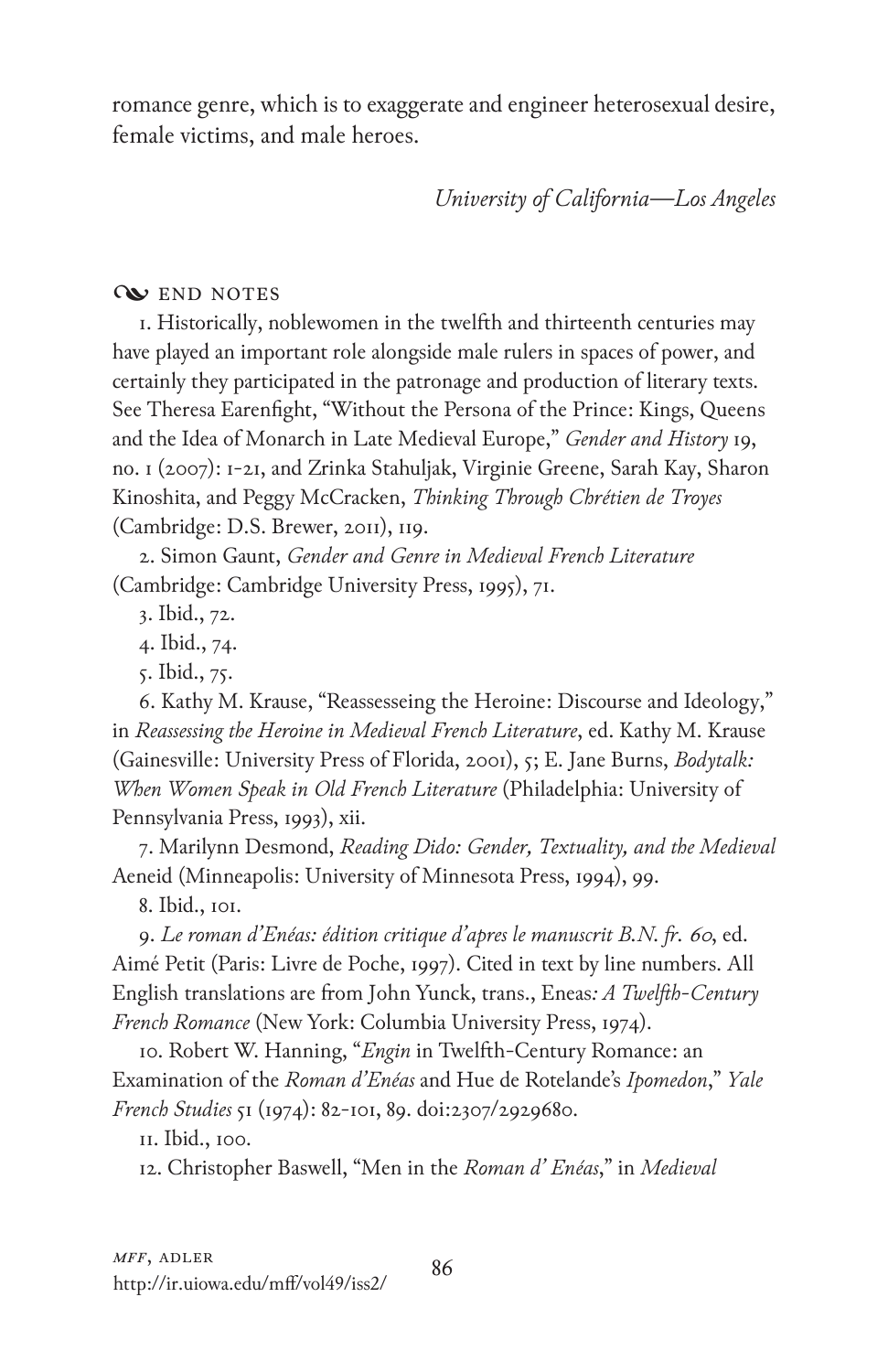romance genre, which is to exaggerate and engineer heterosexual desire, female victims, and male heroes.

*University of California—Los Angeles*

## END NOTES

1. Historically, noblewomen in the twelfth and thirteenth centuries may have played an important role alongside male rulers in spaces of power, and certainly they participated in the patronage and production of literary texts. See Theresa Earenfight, "Without the Persona of the Prince: Kings, Queens and the Idea of Monarch in Late Medieval Europe," *Gender and History* 19, no. 1 (2007): 1-21, and Zrinka Stahuljak, Virginie Greene, Sarah Kay, Sharon Kinoshita, and Peggy McCracken, *Thinking Through Chrétien de Troyes* (Cambridge: D.S. Brewer, 2011), 119.

2. Simon Gaunt, *Gender and Genre in Medieval French Literature* (Cambridge: Cambridge University Press, 1995), 71.

3. Ibid., 72.

4. Ibid., 74.

5. Ibid., 75.

6. Kathy M. Krause, "Reassesseing the Heroine: Discourse and Ideology," in *Reassessing the Heroine in Medieval French Literature*, ed. Kathy M. Krause (Gainesville: University Press of Florida, 2001), 5; E. Jane Burns, *Bodytalk: When Women Speak in Old French Literature* (Philadelphia: University of Pennsylvania Press, 1993), xii.

7. Marilynn Desmond, *Reading Dido: Gender, Textuality, and the Medieval* Aeneid (Minneapolis: University of Minnesota Press, 1994), 99.

8. Ibid., 101.

9. *Le roman d'Enéas: édition critique d'apres le manuscrit B.N. fr. 60*, ed. Aimé Petit (Paris: Livre de Poche, 1997). Cited in text by line numbers. All English translations are from John Yunck, trans., Eneas*: A Twelfth-Century French Romance* (New York: Columbia University Press, 1974).

10. Robert W. Hanning, "*Engin* in Twelfth-Century Romance: an Examination of the *Roman d'Enéas* and Hue de Rotelande's *Ipomedon*," *Yale French Studies* 51 (1974): 82-101, 89. doi:2307/2929680.

11. Ibid., 100.

12. Christopher Baswell, "Men in the *Roman d' Enéas*," in *Medieval*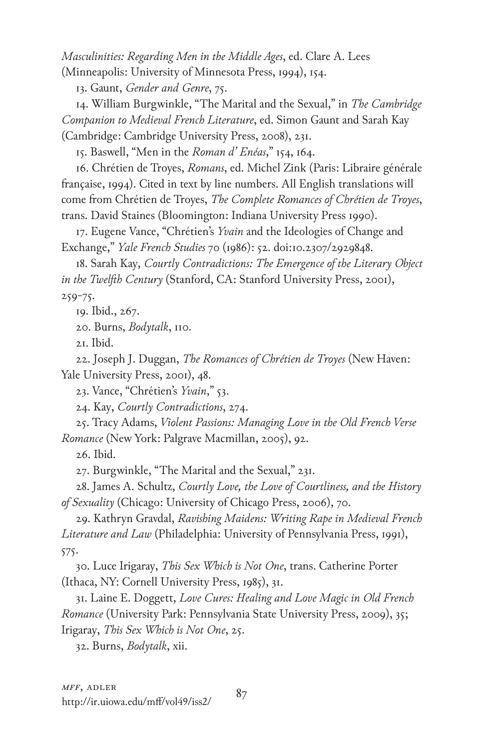*Masculinities: Regarding Men in the Middle Ages*, ed. Clare A. Lees (Minneapolis: University of Minnesota Press, 1994), 154.

13. Gaunt, *Gender and Genre*, 75.

14. William Burgwinkle, "The Marital and the Sexual," in *The Cambridge Companion to Medieval French Literature*, ed. Simon Gaunt and Sarah Kay (Cambridge: Cambridge University Press, 2008), 231.

15. Baswell, "Men in the *Roman d' Enéas*," 154, 164.

16. Chrétien de Troyes, *Romans*, ed. Michel Zink (Paris: Libraire générale française, 1994). Cited in text by line numbers. All English translations will come from Chrétien de Troyes, *The Complete Romances of Chrétien de Troyes*, trans. David Staines (Bloomington: Indiana University Press 1990).

17. Eugene Vance, "Chrétien's *Yvain* and the Ideologies of Change and Exchange," *Yale French Studies* 70 (1986): 52. doi:10.2307/2929848.

18. Sarah Kay, *Courtly Contradictions: The Emergence of the Literary Object in the Twelfth Century* (Stanford, CA: Stanford University Press, 2001), 259-75.

19. Ibid., 267.

20. Burns, *Bodytalk*, 110.

21. Ibid.

22. Joseph J. Duggan, *The Romances of Chrétien de Troyes* (New Haven: Yale University Press, 2001), 48.

23. Vance, "Chrétien's *Yvain*," 53.

24. Kay, *Courtly Contradictions*, 274.

25. Tracy Adams, *Violent Passions: Managing Love in the Old French Verse Romance* (New York: Palgrave Macmillan, 2005), 92.

26. Ibid.

27. Burgwinkle, "The Marital and the Sexual," 231.

28. James A. Schultz, *Courtly Love, the Love of Courtliness, and the History of Sexuality* (Chicago: University of Chicago Press, 2006), 70.

29. Kathryn Gravdal, *Ravishing Maidens: Writing Rape in Medieval French Literature and Law* (Philadelphia: University of Pennsylvania Press, 1991), 575.

30. Luce Irigaray, *This Sex Which is Not One*, trans. Catherine Porter (Ithaca, NY: Cornell University Press, 1985), 31.

31. Laine E. Doggett, *Love Cures: Healing and Love Magic in Old French Romance* (University Park: Pennsylvania State University Press, 2009), 35; Irigaray, *This Sex Which is Not One*, 25.

32. Burns, *Bodytalk*, xii.